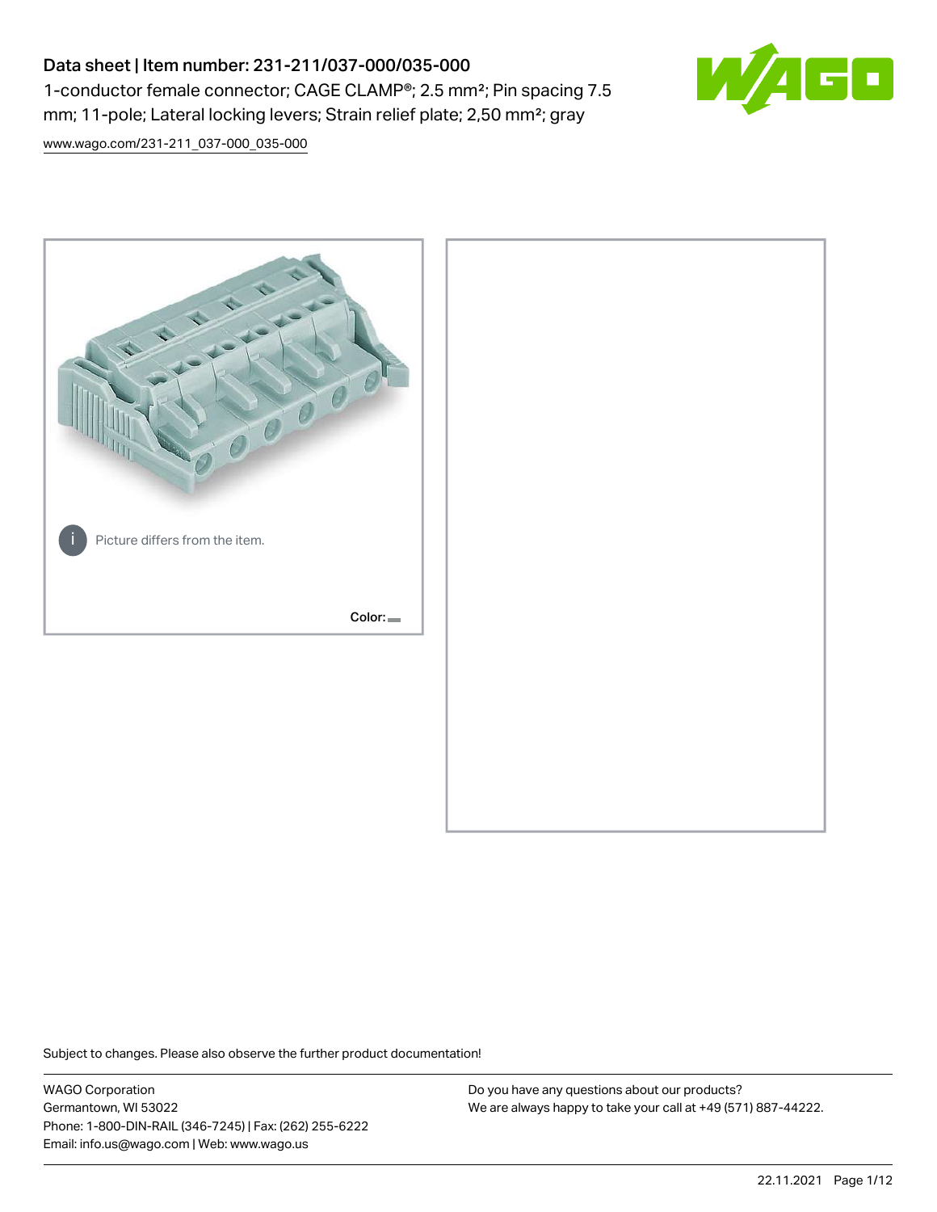# Data sheet | Item number: 231-211/037-000/035-000

1-conductor female connector; CAGE CLAMP®; 2.5 mm²; Pin spacing 7.5 mm; 11-pole; Lateral locking levers; Strain relief plate; 2,50 mm²; gray

www.wago.com/231-211_037-000_035-000

Picture differs from the item.

Color:

Subject to changes. Please also observe the further product documentation!

WAGO Corporation
Germantown, WI 53022
Phone: 1-800-DIN-RAIL (346-7245) | Fax: (262) 255-6222
Email: info.us@wago.com | Web: www.wago.us

Do you have any questions about our products?
We are always happy to take your call at +49 (571) 887-44222.

22.11.2021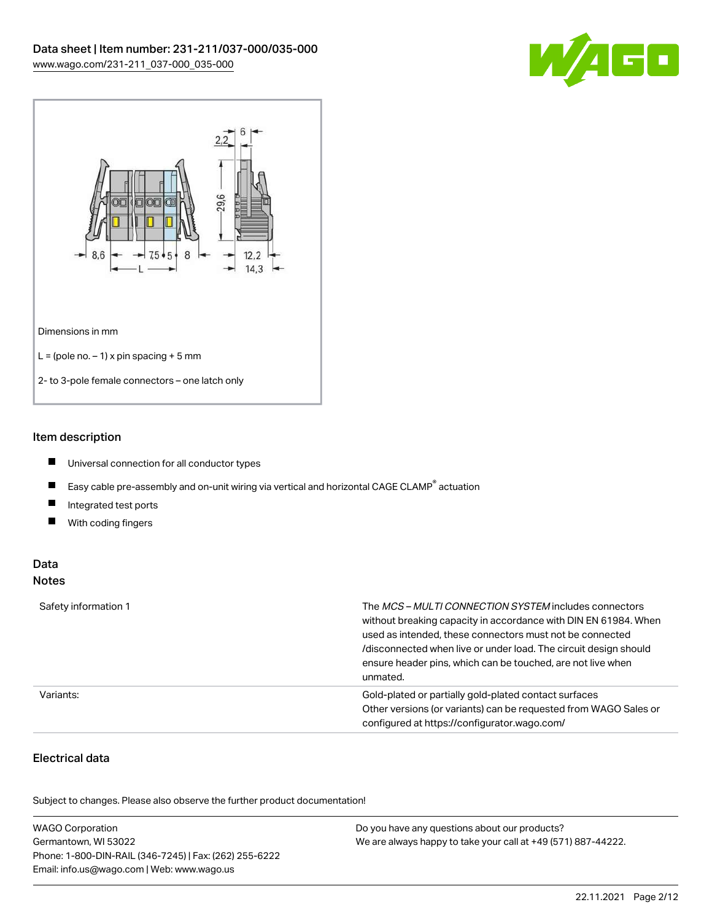Data sheet | Item number: 231-211/037-000/035-000
www.wago.com/231-211_037-000_035-000

Dimensions in mm

L = (pole no. – 1) x pin spacing + 5 mm

2- to 3-pole female connectors – one latch only

## Item description

- Universal connection for all conductor types
- Easy cable pre-assembly and on-unit wiring via vertical and horizontal CAGE CLAMP® actuation
- Integrated test ports
- With coding fingers

## Data

### Notes

| | |
|---|---|
| Safety information 1 | The *MCS – MULTI CONNECTION SYSTEM* includes connectors without breaking capacity in accordance with DIN EN 61984. When used as intended, these connectors must not be connected /disconnected when live or under load. The circuit design should ensure header pins, which can be touched, are not live when unmated. |
| Variants: | Gold-plated or partially gold-plated contact surfaces<br>Other versions (or variants) can be requested from WAGO Sales or configured at https://configurator.wago.com/ |

### Electrical data

Subject to changes. Please also observe the further product documentation!

WAGO Corporation
Germantown, WI 53022
Phone: 1-800-DIN-RAIL (346-7245) | Fax: (262) 255-6222
Email: info.us@wago.com | Web: www.wago.us

Do you have any questions about our products?
We are always happy to take your call at +49 (571) 887-44222.

22.11.2021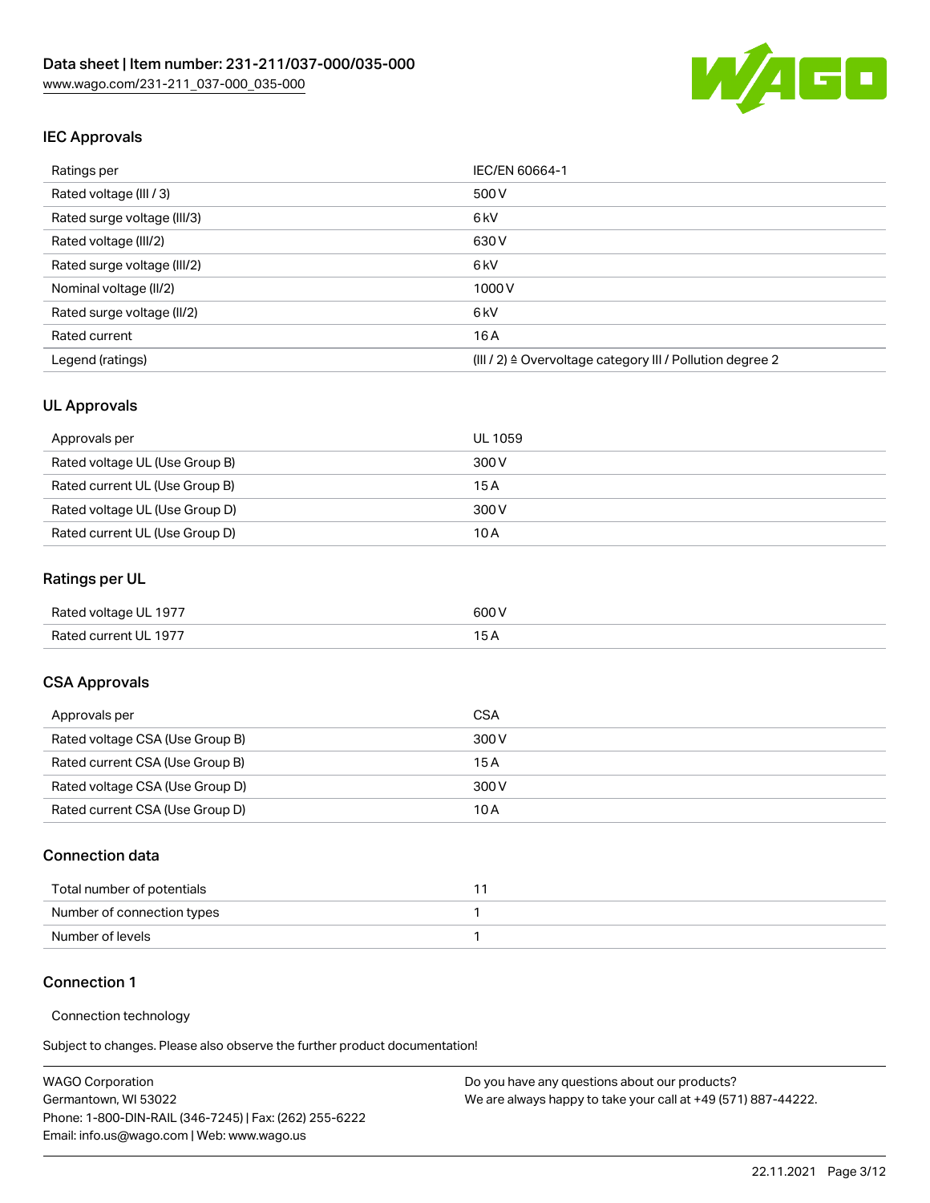## IEC Approvals

| | |
|---|---|
| Ratings per | IEC/EN 60664-1 |
| Rated voltage (III / 3) | 500 V |
| Rated surge voltage (III/3) | 6 kV |
| Rated voltage (III/2) | 630 V |
| Rated surge voltage (III/2) | 6 kV |
| Nominal voltage (II/2) | 1000 V |
| Rated surge voltage (II/2) | 6 kV |
| Rated current | 16 A |
| Legend (ratings) | (III / 2) ≙ Overvoltage category III / Pollution degree 2 |

## UL Approvals

| | |
|---|---|
| Approvals per | UL 1059 |
| Rated voltage UL (Use Group B) | 300 V |
| Rated current UL (Use Group B) | 15 A |
| Rated voltage UL (Use Group D) | 300 V |
| Rated current UL (Use Group D) | 10 A |

## Ratings per UL

| | |
|---|---|
| Rated voltage UL 1977 | 600 V |
| Rated current UL 1977 | 15 A |

## CSA Approvals

| | |
|---|---|
| Approvals per | CSA |
| Rated voltage CSA (Use Group B) | 300 V |
| Rated current CSA (Use Group B) | 15 A |
| Rated voltage CSA (Use Group D) | 300 V |
| Rated current CSA (Use Group D) | 10 A |

## Connection data

| | |
|---|---|
| Total number of potentials | 11 |
| Number of connection types | 1 |
| Number of levels | 1 |

## Connection 1

Connection technology

Subject to changes. Please also observe the further product documentation!

WAGO Corporation
Germantown, WI 53022
Phone: 1-800-DIN-RAIL (346-7245) | Fax: (262) 255-6222
Email: info.us@wago.com | Web: www.wago.us

Do you have any questions about our products?
We are always happy to take your call at +49 (571) 887-44222.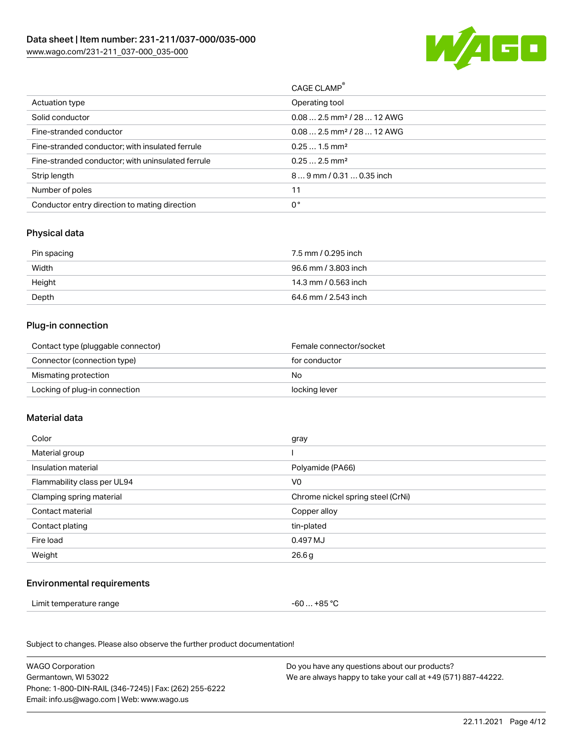| | CAGE CLAMP® |
|---|---|
| Actuation type | Operating tool |
| Solid conductor | 0.08 … 2.5 mm² / 28 … 12 AWG |
| Fine-stranded conductor | 0.08 … 2.5 mm² / 28 … 12 AWG |
| Fine-stranded conductor; with insulated ferrule | 0.25 … 1.5 mm² |
| Fine-stranded conductor; with uninsulated ferrule | 0.25 … 2.5 mm² |
| Strip length | 8 … 9 mm / 0.31 … 0.35 inch |
| Number of poles | 11 |
| Conductor entry direction to mating direction | 0° |

## Physical data

| | |
|---|---|
| Pin spacing | 7.5 mm / 0.295 inch |
| Width | 96.6 mm / 3.803 inch |
| Height | 14.3 mm / 0.563 inch |
| Depth | 64.6 mm / 2.543 inch |

## Plug-in connection

| | |
|---|---|
| Contact type (pluggable connector) | Female connector/socket |
| Connector (connection type) | for conductor |
| Mismating protection | No |
| Locking of plug-in connection | locking lever |

## Material data

| | |
|---|---|
| Color | gray |
| Material group | I |
| Insulation material | Polyamide (PA66) |
| Flammability class per UL94 | V0 |
| Clamping spring material | Chrome nickel spring steel (CrNi) |
| Contact material | Copper alloy |
| Contact plating | tin-plated |
| Fire load | 0.497 MJ |
| Weight | 26.6 g |

## Environmental requirements

| | |
|---|---|
| Limit temperature range | -60 … +85 °C |

Subject to changes. Please also observe the further product documentation!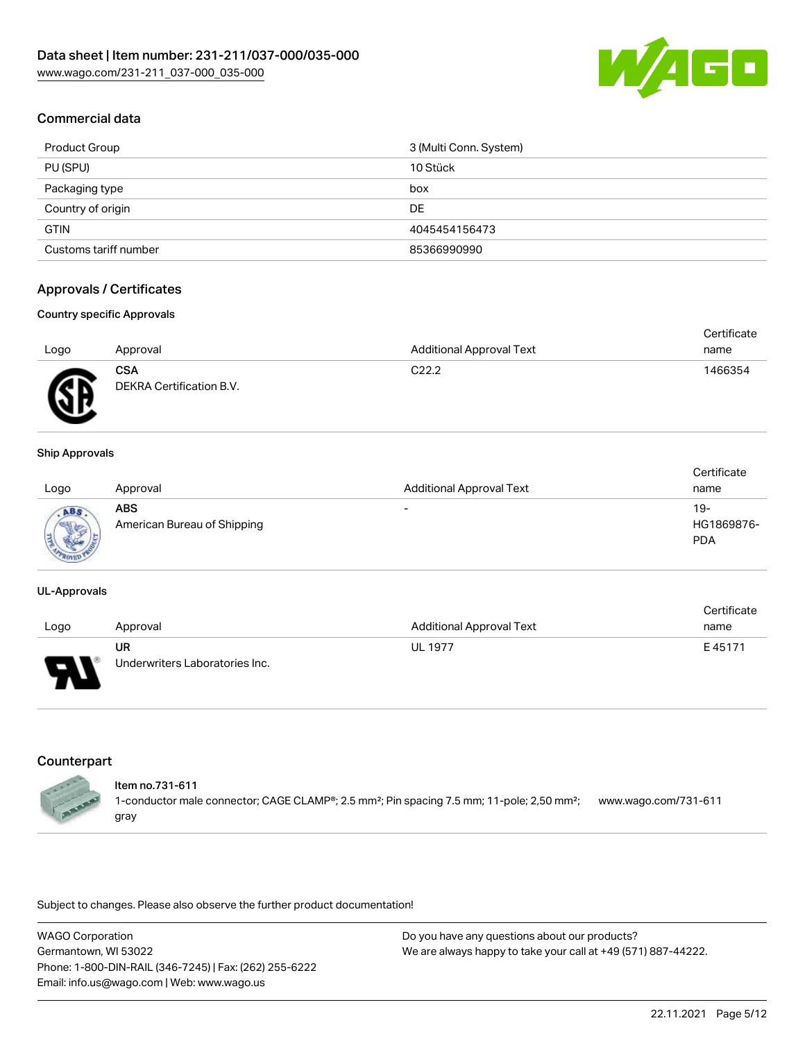## Commercial data

| | |
|---|---|
| Product Group | 3 (Multi Conn. System) |
| PU (SPU) | 10 Stück |
| Packaging type | box |
| Country of origin | DE |
| GTIN | 4045454156473 |
| Customs tariff number | 85366990990 |

## Approvals / Certificates

### Country specific Approvals

| Logo | Approval | Additional Approval Text | Certificate name |
|---|---|---|---|
| | **CSA**<br>DEKRA Certification B.V. | C22.2 | 1466354 |

### Ship Approvals

| Logo | Approval | Additional Approval Text | Certificate name |
|---|---|---|---|
| | **ABS**<br>American Bureau of Shipping | - | 19-HG1869876-PDA |

### UL-Approvals

| Logo | Approval | Additional Approval Text | Certificate name |
|---|---|---|---|
| | **UR**<br>Underwriters Laboratories Inc. | UL 1977 | E 45171 |

## Counterpart

**Item no.731-611**
1-conductor male connector; CAGE CLAMP®; 2.5 mm²; Pin spacing 7.5 mm; 11-pole; 2,50 mm²; gray — www.wago.com/731-611

Subject to changes. Please also observe the further product documentation!

WAGO Corporation
Germantown, WI 53022
Phone: 1-800-DIN-RAIL (346-7245) | Fax: (262) 255-6222
Email: info.us@wago.com | Web: www.wago.us

Do you have any questions about our products?
We are always happy to take your call at +49 (571) 887-44222.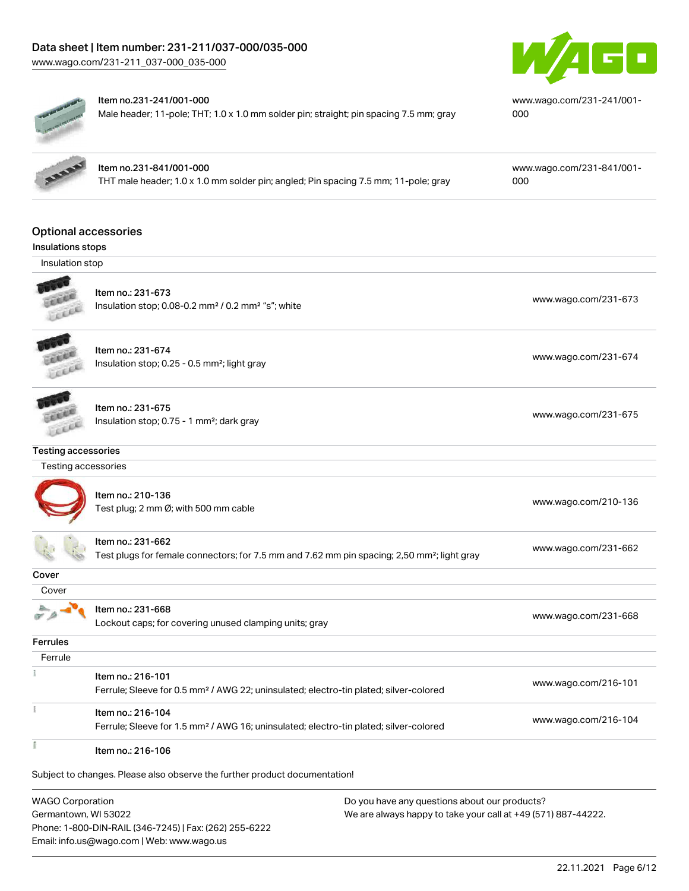| Item | Link |
| --- | --- |
| Item no.231-241/001-000<br>Male header; 11-pole; THT; 1.0 x 1.0 mm solder pin; straight; pin spacing 7.5 mm; gray | www.wago.com/231-241/001-000 |
| Item no.231-841/001-000<br>THT male header; 1.0 x 1.0 mm solder pin; angled; Pin spacing 7.5 mm; 11-pole; gray | www.wago.com/231-841/001-000 |

## Optional accessories

### Insulations stops

Insulation stop

| Item | Link |
| --- | --- |
| Item no.: 231-673<br>Insulation stop; 0.08-0.2 mm² / 0.2 mm² "s"; white | www.wago.com/231-673 |
| Item no.: 231-674<br>Insulation stop; 0.25 - 0.5 mm²; light gray | www.wago.com/231-674 |
| Item no.: 231-675<br>Insulation stop; 0.75 - 1 mm²; dark gray | www.wago.com/231-675 |

### Testing accessories

Testing accessories

| Item | Link |
| --- | --- |
| Item no.: 210-136<br>Test plug; 2 mm Ø; with 500 mm cable | www.wago.com/210-136 |
| Item no.: 231-662<br>Test plugs for female connectors; for 7.5 mm and 7.62 mm pin spacing; 2,50 mm²; light gray | www.wago.com/231-662 |

### Cover

Cover

| Item | Link |
| --- | --- |
| Item no.: 231-668<br>Lockout caps; for covering unused clamping units; gray | www.wago.com/231-668 |

### Ferrules

Ferrule

| Item | Link |
| --- | --- |
| Item no.: 216-101<br>Ferrule; Sleeve for 0.5 mm² / AWG 22; uninsulated; electro-tin plated; silver-colored | www.wago.com/216-101 |
| Item no.: 216-104<br>Ferrule; Sleeve for 1.5 mm² / AWG 16; uninsulated; electro-tin plated; silver-colored | www.wago.com/216-104 |
| Item no.: 216-106 | |

Subject to changes. Please also observe the further product documentation!

WAGO Corporation
Germantown, WI 53022
Phone: 1-800-DIN-RAIL (346-7245) | Fax: (262) 255-6222
Email: info.us@wago.com | Web: www.wago.us

Do you have any questions about our products?
We are always happy to take your call at +49 (571) 887-44222.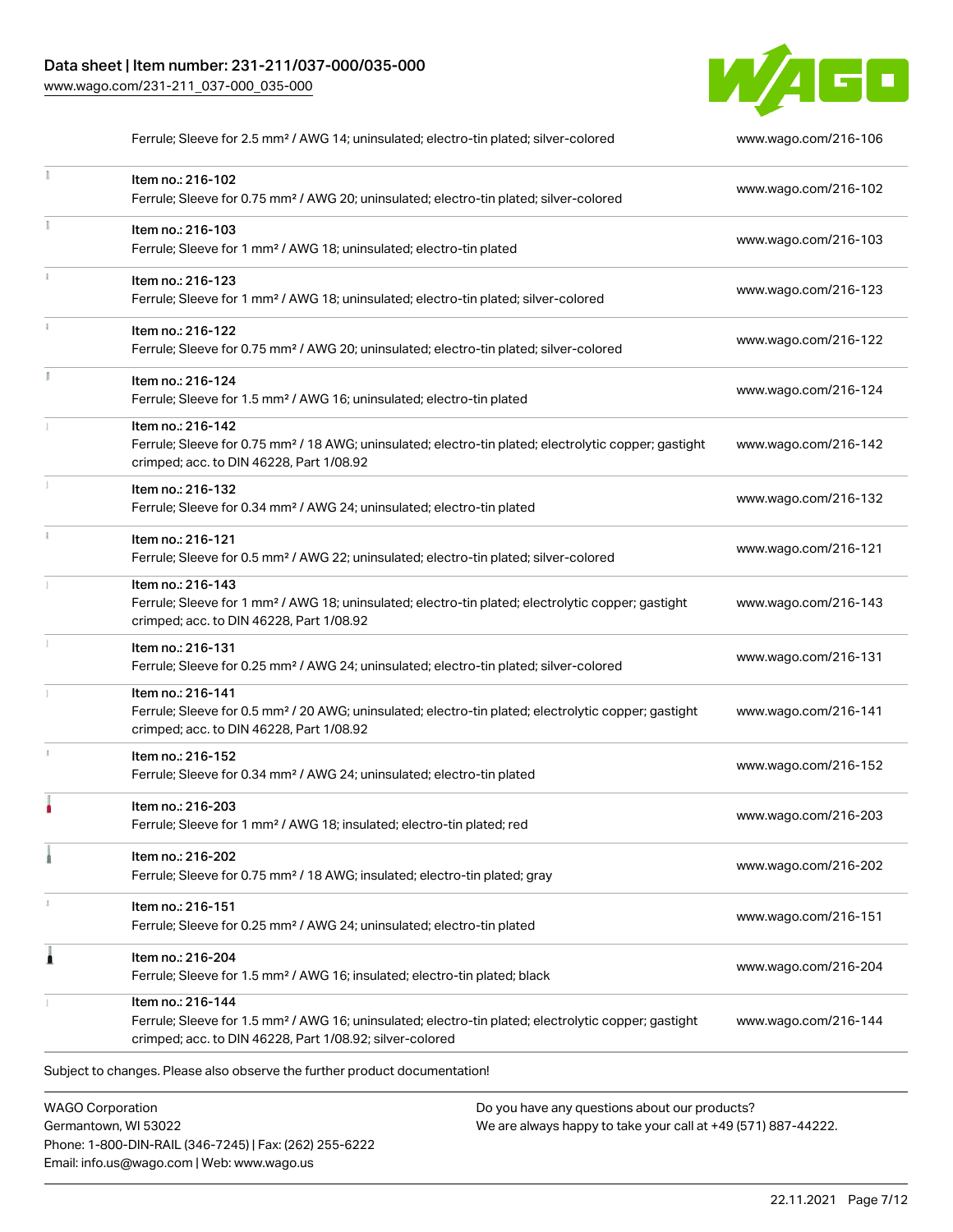| | | |
|---|---|---|
| | Ferrule; Sleeve for 2.5 mm² / AWG 14; uninsulated; electro-tin plated; silver-colored | www.wago.com/216-106 |
| | Item no.: 216-102<br>Ferrule; Sleeve for 0.75 mm² / AWG 20; uninsulated; electro-tin plated; silver-colored | www.wago.com/216-102 |
| | Item no.: 216-103<br>Ferrule; Sleeve for 1 mm² / AWG 18; uninsulated; electro-tin plated | www.wago.com/216-103 |
| | Item no.: 216-123<br>Ferrule; Sleeve for 1 mm² / AWG 18; uninsulated; electro-tin plated; silver-colored | www.wago.com/216-123 |
| | Item no.: 216-122<br>Ferrule; Sleeve for 0.75 mm² / AWG 20; uninsulated; electro-tin plated; silver-colored | www.wago.com/216-122 |
| | Item no.: 216-124<br>Ferrule; Sleeve for 1.5 mm² / AWG 16; uninsulated; electro-tin plated | www.wago.com/216-124 |
| | Item no.: 216-142<br>Ferrule; Sleeve for 0.75 mm² / 18 AWG; uninsulated; electro-tin plated; electrolytic copper; gastight crimped; acc. to DIN 46228, Part 1/08.92 | www.wago.com/216-142 |
| | Item no.: 216-132<br>Ferrule; Sleeve for 0.34 mm² / AWG 24; uninsulated; electro-tin plated | www.wago.com/216-132 |
| | Item no.: 216-121<br>Ferrule; Sleeve for 0.5 mm² / AWG 22; uninsulated; electro-tin plated; silver-colored | www.wago.com/216-121 |
| | Item no.: 216-143<br>Ferrule; Sleeve for 1 mm² / AWG 18; uninsulated; electro-tin plated; electrolytic copper; gastight crimped; acc. to DIN 46228, Part 1/08.92 | www.wago.com/216-143 |
| | Item no.: 216-131<br>Ferrule; Sleeve for 0.25 mm² / AWG 24; uninsulated; electro-tin plated; silver-colored | www.wago.com/216-131 |
| | Item no.: 216-141<br>Ferrule; Sleeve for 0.5 mm² / 20 AWG; uninsulated; electro-tin plated; electrolytic copper; gastight crimped; acc. to DIN 46228, Part 1/08.92 | www.wago.com/216-141 |
| | Item no.: 216-152<br>Ferrule; Sleeve for 0.34 mm² / AWG 24; uninsulated; electro-tin plated | www.wago.com/216-152 |
| | Item no.: 216-203<br>Ferrule; Sleeve for 1 mm² / AWG 18; insulated; electro-tin plated; red | www.wago.com/216-203 |
| | Item no.: 216-202<br>Ferrule; Sleeve for 0.75 mm² / 18 AWG; insulated; electro-tin plated; gray | www.wago.com/216-202 |
| | Item no.: 216-151<br>Ferrule; Sleeve for 0.25 mm² / AWG 24; uninsulated; electro-tin plated | www.wago.com/216-151 |
| | Item no.: 216-204<br>Ferrule; Sleeve for 1.5 mm² / AWG 16; insulated; electro-tin plated; black | www.wago.com/216-204 |
| | Item no.: 216-144<br>Ferrule; Sleeve for 1.5 mm² / AWG 16; uninsulated; electro-tin plated; electrolytic copper; gastight crimped; acc. to DIN 46228, Part 1/08.92; silver-colored | www.wago.com/216-144 |

Subject to changes. Please also observe the further product documentation!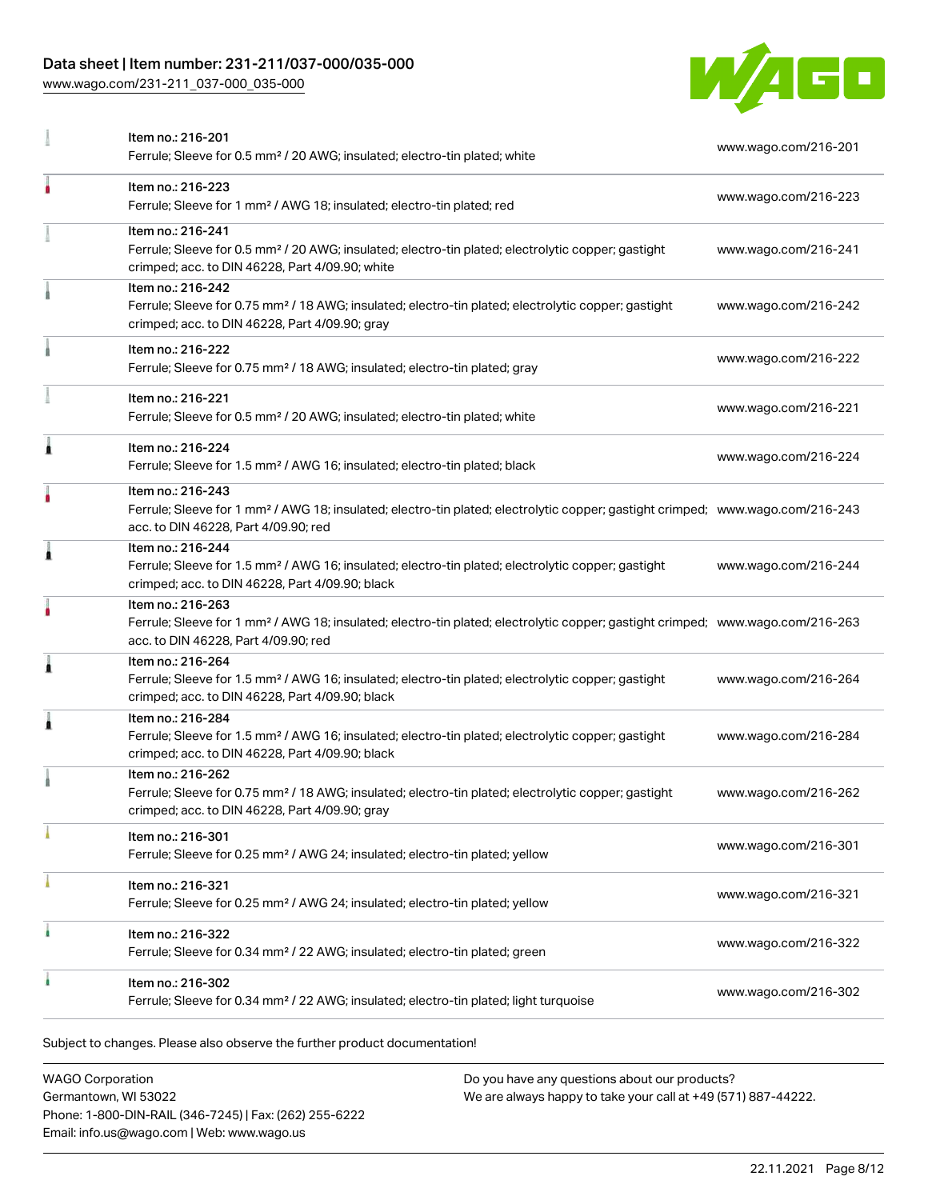| Item | Link |
|---|---|
| Item no.: 216-201<br>Ferrule; Sleeve for 0.5 mm² / 20 AWG; insulated; electro-tin plated; white | www.wago.com/216-201 |
| Item no.: 216-223<br>Ferrule; Sleeve for 1 mm² / AWG 18; insulated; electro-tin plated; red | www.wago.com/216-223 |
| Item no.: 216-241<br>Ferrule; Sleeve for 0.5 mm² / 20 AWG; insulated; electro-tin plated; electrolytic copper; gastight crimped; acc. to DIN 46228, Part 4/09.90; white | www.wago.com/216-241 |
| Item no.: 216-242<br>Ferrule; Sleeve for 0.75 mm² / 18 AWG; insulated; electro-tin plated; electrolytic copper; gastight crimped; acc. to DIN 46228, Part 4/09.90; gray | www.wago.com/216-242 |
| Item no.: 216-222<br>Ferrule; Sleeve for 0.75 mm² / 18 AWG; insulated; electro-tin plated; gray | www.wago.com/216-222 |
| Item no.: 216-221<br>Ferrule; Sleeve for 0.5 mm² / 20 AWG; insulated; electro-tin plated; white | www.wago.com/216-221 |
| Item no.: 216-224<br>Ferrule; Sleeve for 1.5 mm² / AWG 16; insulated; electro-tin plated; black | www.wago.com/216-224 |
| Item no.: 216-243<br>Ferrule; Sleeve for 1 mm² / AWG 18; insulated; electro-tin plated; electrolytic copper; gastight crimped; acc. to DIN 46228, Part 4/09.90; red | www.wago.com/216-243 |
| Item no.: 216-244<br>Ferrule; Sleeve for 1.5 mm² / AWG 16; insulated; electro-tin plated; electrolytic copper; gastight crimped; acc. to DIN 46228, Part 4/09.90; black | www.wago.com/216-244 |
| Item no.: 216-263<br>Ferrule; Sleeve for 1 mm² / AWG 18; insulated; electro-tin plated; electrolytic copper; gastight crimped; acc. to DIN 46228, Part 4/09.90; red | www.wago.com/216-263 |
| Item no.: 216-264<br>Ferrule; Sleeve for 1.5 mm² / AWG 16; insulated; electro-tin plated; electrolytic copper; gastight crimped; acc. to DIN 46228, Part 4/09.90; black | www.wago.com/216-264 |
| Item no.: 216-284<br>Ferrule; Sleeve for 1.5 mm² / AWG 16; insulated; electro-tin plated; electrolytic copper; gastight crimped; acc. to DIN 46228, Part 4/09.90; black | www.wago.com/216-284 |
| Item no.: 216-262<br>Ferrule; Sleeve for 0.75 mm² / 18 AWG; insulated; electro-tin plated; electrolytic copper; gastight crimped; acc. to DIN 46228, Part 4/09.90; gray | www.wago.com/216-262 |
| Item no.: 216-301<br>Ferrule; Sleeve for 0.25 mm² / AWG 24; insulated; electro-tin plated; yellow | www.wago.com/216-301 |
| Item no.: 216-321<br>Ferrule; Sleeve for 0.25 mm² / AWG 24; insulated; electro-tin plated; yellow | www.wago.com/216-321 |
| Item no.: 216-322<br>Ferrule; Sleeve for 0.34 mm² / 22 AWG; insulated; electro-tin plated; green | www.wago.com/216-322 |
| Item no.: 216-302<br>Ferrule; Sleeve for 0.34 mm² / 22 AWG; insulated; electro-tin plated; light turquoise | www.wago.com/216-302 |

Subject to changes. Please also observe the further product documentation!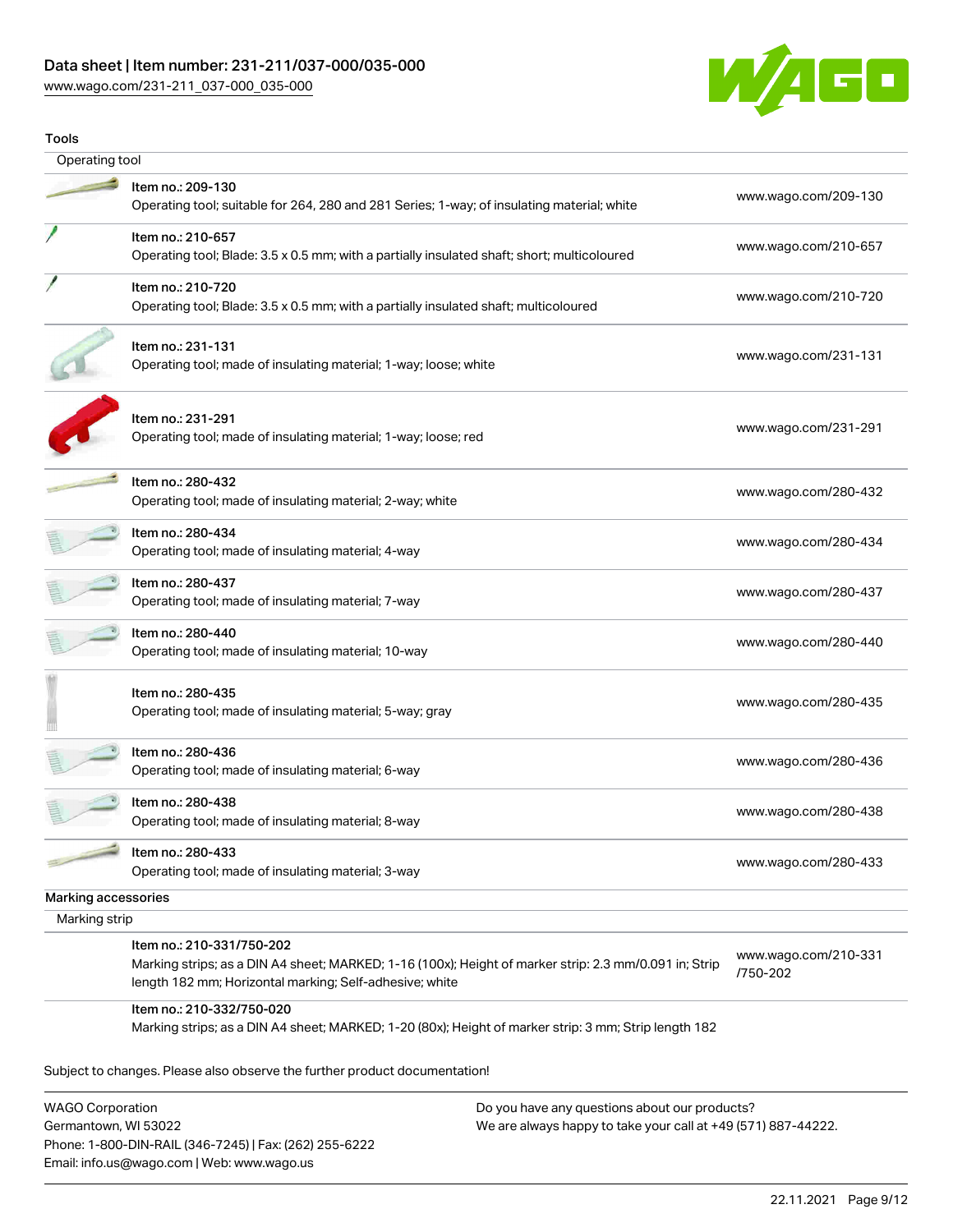## Tools

### Operating tool

| Item | Link |
|---|---|
| Item no.: 209-130<br>Operating tool; suitable for 264, 280 and 281 Series; 1-way; of insulating material; white | www.wago.com/209-130 |
| Item no.: 210-657<br>Operating tool; Blade: 3.5 x 0.5 mm; with a partially insulated shaft; short; multicoloured | www.wago.com/210-657 |
| Item no.: 210-720<br>Operating tool; Blade: 3.5 x 0.5 mm; with a partially insulated shaft; multicoloured | www.wago.com/210-720 |
| Item no.: 231-131<br>Operating tool; made of insulating material; 1-way; loose; white | www.wago.com/231-131 |
| Item no.: 231-291<br>Operating tool; made of insulating material; 1-way; loose; red | www.wago.com/231-291 |
| Item no.: 280-432<br>Operating tool; made of insulating material; 2-way; white | www.wago.com/280-432 |
| Item no.: 280-434<br>Operating tool; made of insulating material; 4-way | www.wago.com/280-434 |
| Item no.: 280-437<br>Operating tool; made of insulating material; 7-way | www.wago.com/280-437 |
| Item no.: 280-440<br>Operating tool; made of insulating material; 10-way | www.wago.com/280-440 |
| Item no.: 280-435<br>Operating tool; made of insulating material; 5-way; gray | www.wago.com/280-435 |
| Item no.: 280-436<br>Operating tool; made of insulating material; 6-way | www.wago.com/280-436 |
| Item no.: 280-438<br>Operating tool; made of insulating material; 8-way | www.wago.com/280-438 |
| Item no.: 280-433<br>Operating tool; made of insulating material; 3-way | www.wago.com/280-433 |

## Marking accessories

### Marking strip

| Item | Link |
|---|---|
| Item no.: 210-331/750-202<br>Marking strips; as a DIN A4 sheet; MARKED; 1-16 (100x); Height of marker strip: 2.3 mm/0.091 in; Strip length 182 mm; Horizontal marking; Self-adhesive; white | www.wago.com/210-331/750-202 |
| Item no.: 210-332/750-020<br>Marking strips; as a DIN A4 sheet; MARKED; 1-20 (80x); Height of marker strip: 3 mm; Strip length 182 | |

Subject to changes. Please also observe the further product documentation!

WAGO Corporation
Germantown, WI 53022
Phone: 1-800-DIN-RAIL (346-7245) | Fax: (262) 255-6222
Email: info.us@wago.com | Web: www.wago.us

Do you have any questions about our products?
We are always happy to take your call at +49 (571) 887-44222.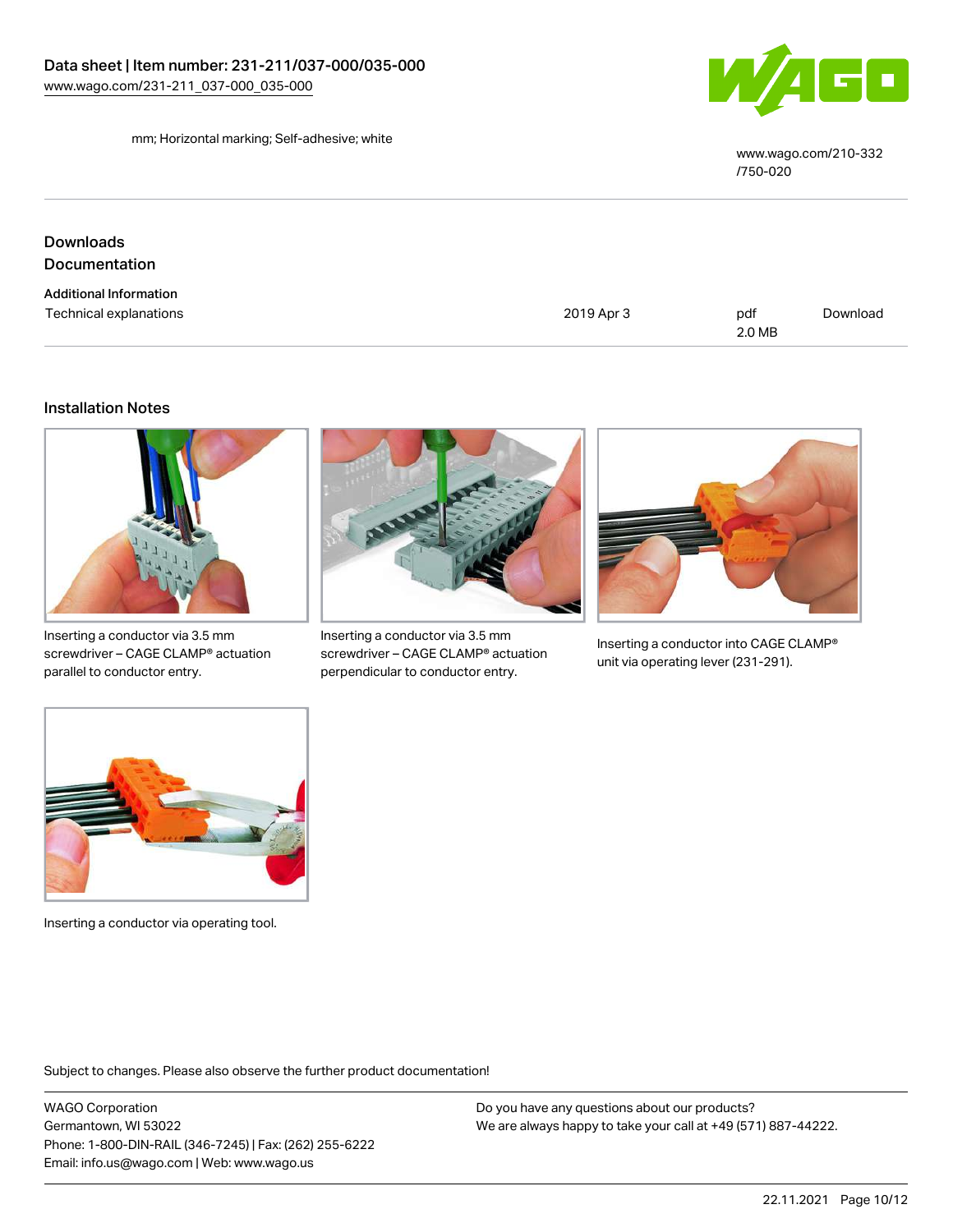mm; Horizontal marking; Self-adhesive; white

www.wago.com/210-332
/750-020

## Downloads

## Documentation

**Additional Information**

| Technical explanations | 2019 Apr 3 | pdf 2.0 MB | Download |
| --- | --- | --- | --- |

## Installation Notes

Inserting a conductor via 3.5 mm screwdriver – CAGE CLAMP® actuation parallel to conductor entry.

Inserting a conductor via 3.5 mm screwdriver – CAGE CLAMP® actuation perpendicular to conductor entry.

Inserting a conductor into CAGE CLAMP® unit via operating lever (231-291).

Inserting a conductor via operating tool.

Subject to changes. Please also observe the further product documentation!

WAGO Corporation
Germantown, WI 53022
Phone: 1-800-DIN-RAIL (346-7245) | Fax: (262) 255-6222
Email: info.us@wago.com | Web: www.wago.us

Do you have any questions about our products?
We are always happy to take your call at +49 (571) 887-44222.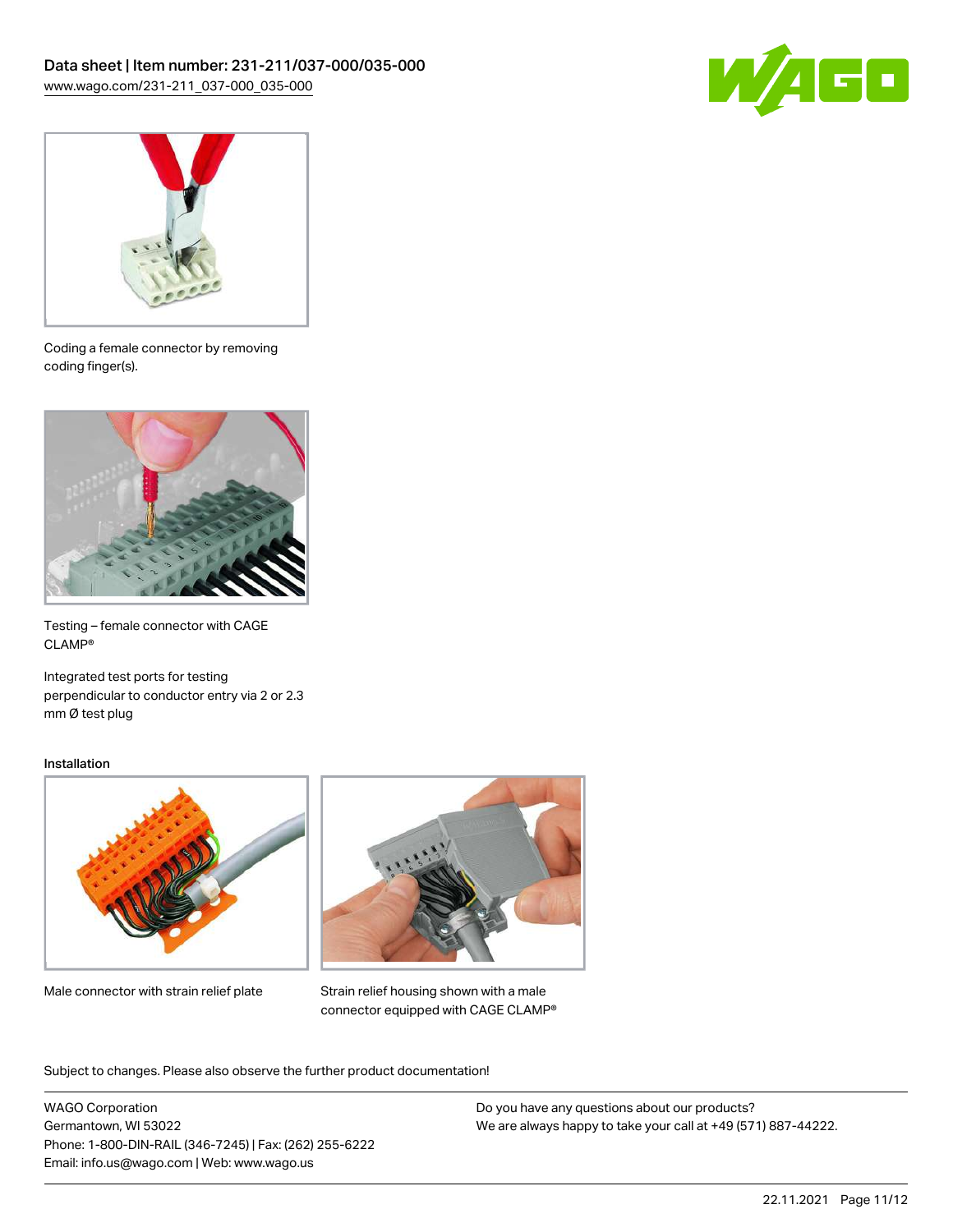Coding a female connector by removing coding finger(s).

Testing – female connector with CAGE CLAMP®

Integrated test ports for testing perpendicular to conductor entry via 2 or 2.3 mm Ø test plug

## Installation

Male connector with strain relief plate

Strain relief housing shown with a male connector equipped with CAGE CLAMP®

Subject to changes. Please also observe the further product documentation!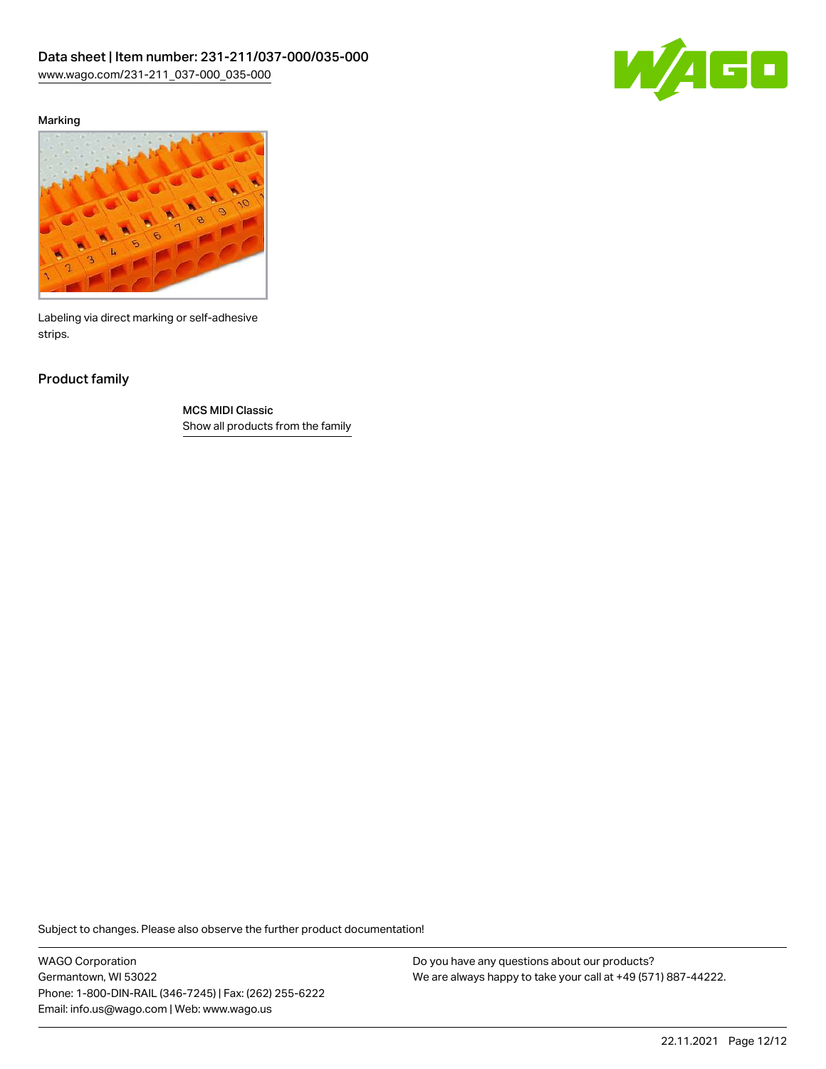Marking

Labeling via direct marking or self-adhesive strips.

## Product family

MCS MIDI Classic
Show all products from the family

Subject to changes. Please also observe the further product documentation!

WAGO Corporation
Germantown, WI 53022
Phone: 1-800-DIN-RAIL (346-7245) | Fax: (262) 255-6222
Email: info.us@wago.com | Web: www.wago.us

Do you have any questions about our products?
We are always happy to take your call at +49 (571) 887-44222.